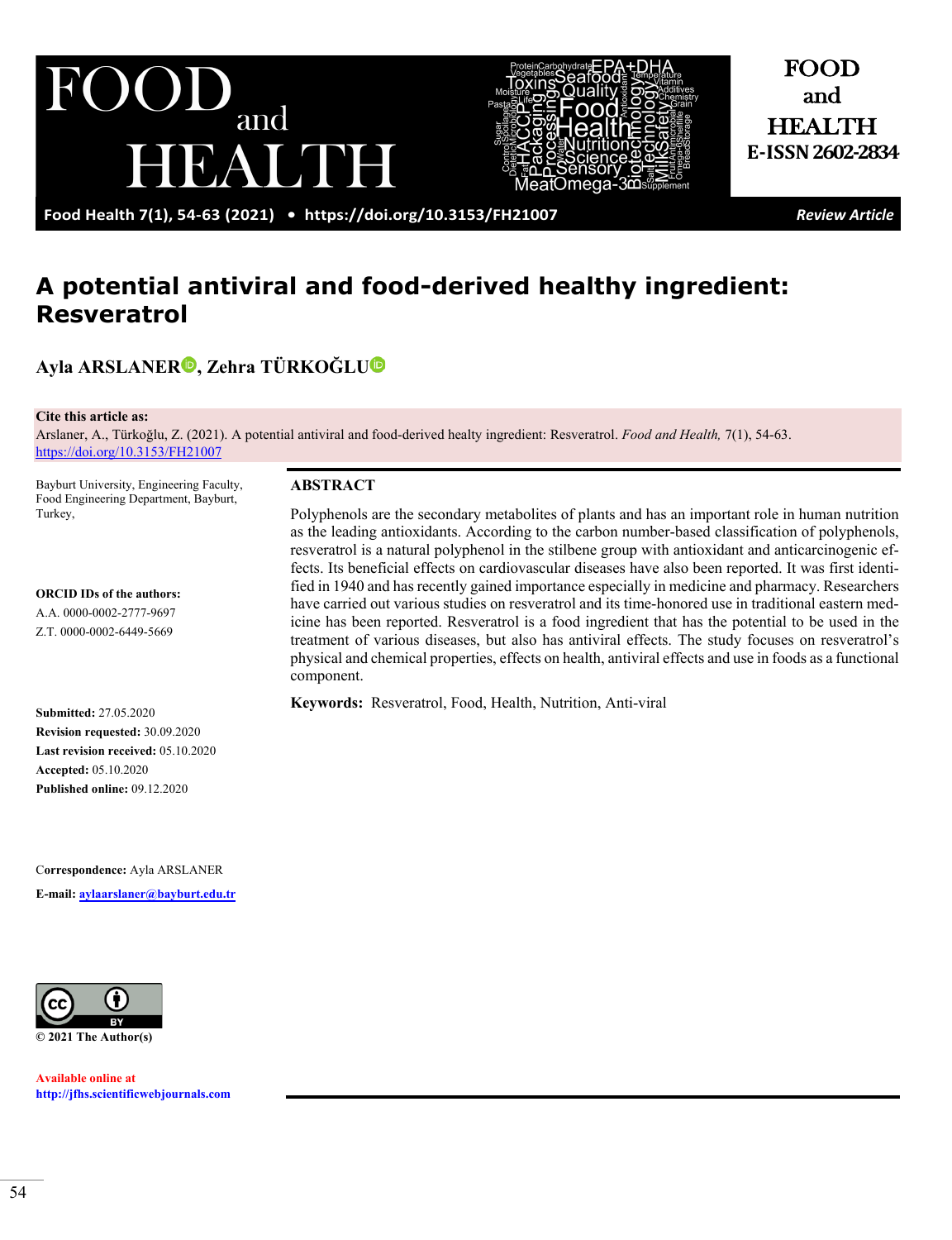Review Article

# A potential antiviral and food-derived healthy ingredient: Resveratrol

**Ayla ARSLANER, Zehra TÜRKOĞLU**

**Cite this article as:**
Arslaner, A., Türkoğlu, Z. (2021). A potential antiviral and food-derived healty ingredient: Resveratrol. *Food and Health,* 7(1), 54-63.
https://doi.org/10.3153/FH21007

Bayburt University, Engineering Faculty, Food Engineering Department, Bayburt, Turkey,

**ORCID IDs of the authors:**
A.A. 0000-0002-2777-9697
Z.T. 0000-0002-6449-5669

**Submitted:** 27.05.2020
**Revision requested:** 30.09.2020
**Last revision received:** 05.10.2020
**Accepted:** 05.10.2020
**Published online:** 09.12.2020

**Correspondence:** Ayla ARSLANER
**E-mail:** aylaarslaner@bayburt.edu.tr

© 2021 The Author(s)

Available online at
http://jfhs.scientificwebjournals.com

## ABSTRACT

Polyphenols are the secondary metabolites of plants and has an important role in human nutrition as the leading antioxidants. According to the carbon number-based classification of polyphenols, resveratrol is a natural polyphenol in the stilbene group with antioxidant and anticarcinogenic effects. Its beneficial effects on cardiovascular diseases have also been reported. It was first identified in 1940 and has recently gained importance especially in medicine and pharmacy. Researchers have carried out various studies on resveratrol and its time-honored use in traditional eastern medicine has been reported. Resveratrol is a food ingredient that has the potential to be used in the treatment of various diseases, but also has antiviral effects. The study focuses on resveratrol's physical and chemical properties, effects on health, antiviral effects and use in foods as a functional component.

**Keywords:** Resveratrol, Food, Health, Nutrition, Anti-viral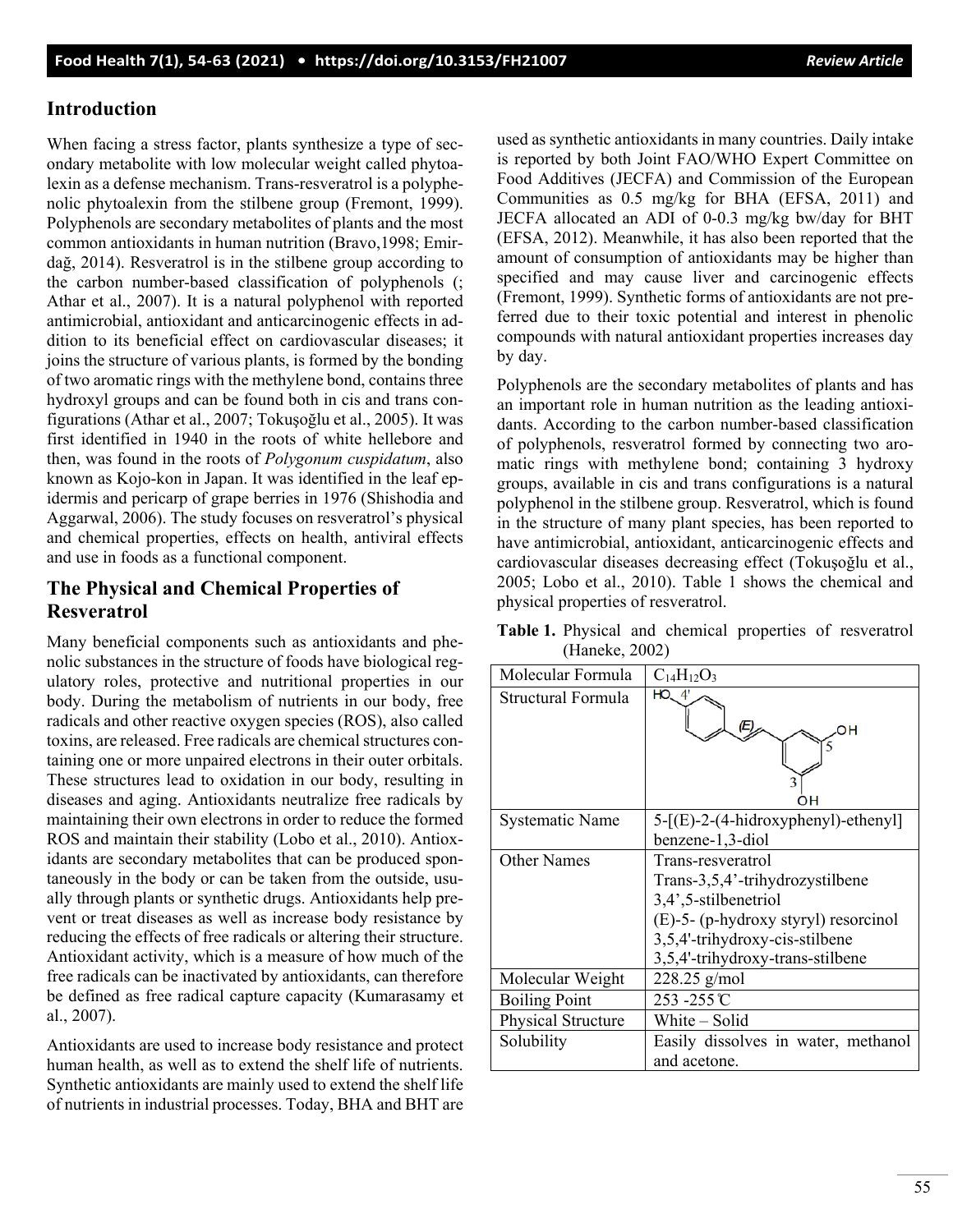## Introduction

When facing a stress factor, plants synthesize a type of secondary metabolite with low molecular weight called phytoalexin as a defense mechanism. Trans-resveratrol is a polyphenolic phytoalexin from the stilbene group (Fremont, 1999). Polyphenols are secondary metabolites of plants and the most common antioxidants in human nutrition (Bravo,1998; Emirdağ, 2014). Resveratrol is in the stilbene group according to the carbon number-based classification of polyphenols (; Athar et al., 2007). It is a natural polyphenol with reported antimicrobial, antioxidant and anticarcinogenic effects in addition to its beneficial effect on cardiovascular diseases; it joins the structure of various plants, is formed by the bonding of two aromatic rings with the methylene bond, contains three hydroxyl groups and can be found both in cis and trans configurations (Athar et al., 2007; Tokuşoğlu et al., 2005). It was first identified in 1940 in the roots of white hellebore and then, was found in the roots of *Polygonum cuspidatum*, also known as Kojo-kon in Japan. It was identified in the leaf epidermis and pericarp of grape berries in 1976 (Shishodia and Aggarwal, 2006). The study focuses on resveratrol's physical and chemical properties, effects on health, antiviral effects and use in foods as a functional component.

## The Physical and Chemical Properties of Resveratrol

Many beneficial components such as antioxidants and phenolic substances in the structure of foods have biological regulatory roles, protective and nutritional properties in our body. During the metabolism of nutrients in our body, free radicals and other reactive oxygen species (ROS), also called toxins, are released. Free radicals are chemical structures containing one or more unpaired electrons in their outer orbitals. These structures lead to oxidation in our body, resulting in diseases and aging. Antioxidants neutralize free radicals by maintaining their own electrons in order to reduce the formed ROS and maintain their stability (Lobo et al., 2010). Antioxidants are secondary metabolites that can be produced spontaneously in the body or can be taken from the outside, usually through plants or synthetic drugs. Antioxidants help prevent or treat diseases as well as increase body resistance by reducing the effects of free radicals or altering their structure. Antioxidant activity, which is a measure of how much of the free radicals can be inactivated by antioxidants, can therefore be defined as free radical capture capacity (Kumarasamy et al., 2007).

Antioxidants are used to increase body resistance and protect human health, as well as to extend the shelf life of nutrients. Synthetic antioxidants are mainly used to extend the shelf life of nutrients in industrial processes. Today, BHA and BHT are used as synthetic antioxidants in many countries. Daily intake is reported by both Joint FAO/WHO Expert Committee on Food Additives (JECFA) and Commission of the European Communities as 0.5 mg/kg for BHA (EFSA, 2011) and JECFA allocated an ADI of 0-0.3 mg/kg bw/day for BHT (EFSA, 2012). Meanwhile, it has also been reported that the amount of consumption of antioxidants may be higher than specified and may cause liver and carcinogenic effects (Fremont, 1999). Synthetic forms of antioxidants are not preferred due to their toxic potential and interest in phenolic compounds with natural antioxidant properties increases day by day.

Polyphenols are the secondary metabolites of plants and has an important role in human nutrition as the leading antioxidants. According to the carbon number-based classification of polyphenols, resveratrol formed by connecting two aromatic rings with methylene bond; containing 3 hydroxy groups, available in cis and trans configurations is a natural polyphenol in the stilbene group. Resveratrol, which is found in the structure of many plant species, has been reported to have antimicrobial, antioxidant, anticarcinogenic effects and cardiovascular diseases decreasing effect (Tokuşoğlu et al., 2005; Lobo et al., 2010). Table 1 shows the chemical and physical properties of resveratrol.

**Table 1.** Physical and chemical properties of resveratrol (Haneke, 2002)

| Molecular Formula | $C_{14}H_{12}O_3$ |
|---|---|
| Structural Formula | HO 4' (E) OH 5 3 OH |
| Systematic Name | 5-[(E)-2-(4-hidroxyphenyl)-ethenyl] benzene-1,3-diol |
| Other Names | Trans-resveratrol<br>Trans-3,5,4'-trihydrozystilbene<br>3,4',5-stilbenetriol<br>(E)-5- (p-hydroxy styryl) resorcinol<br>3,5,4'-trihydroxy-cis-stilbene<br>3,5,4'-trihydroxy-trans-stilbene |
| Molecular Weight | 228.25 g/mol |
| Boiling Point | 253 -255℃ |
| Physical Structure | White – Solid |
| Solubility | Easily dissolves in water, methanol and acetone. |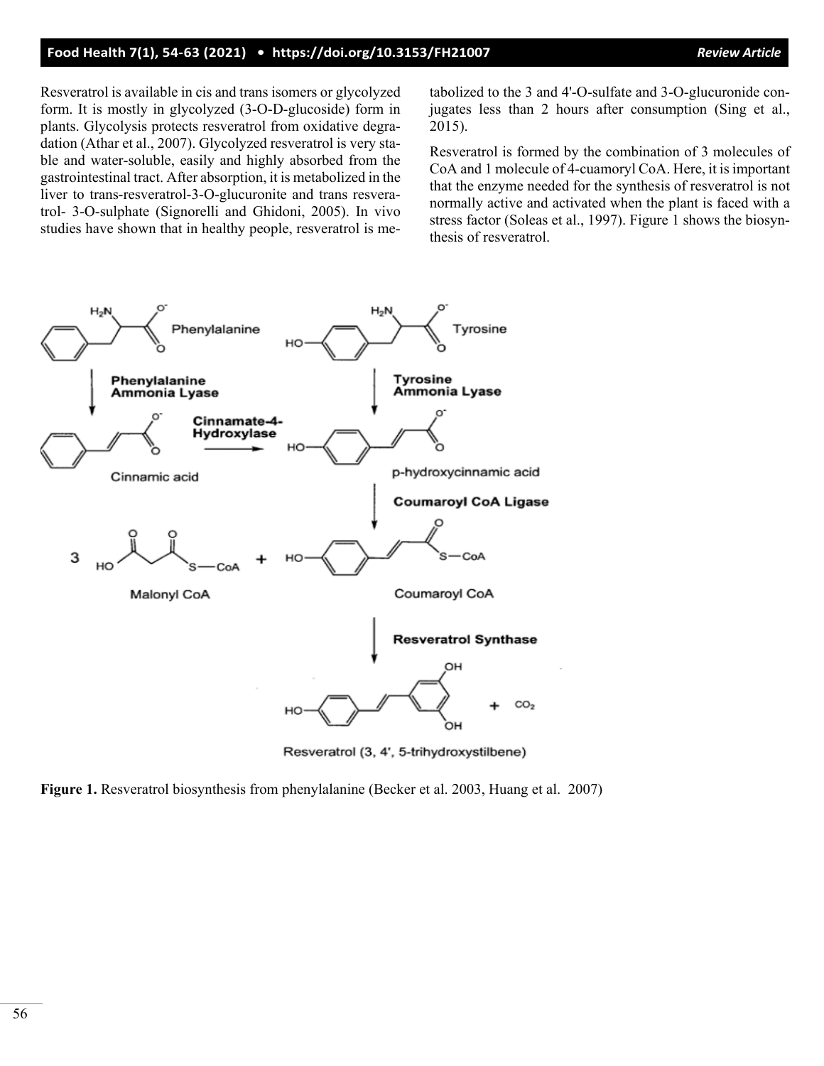Resveratrol is available in cis and trans isomers or glycolyzed form. It is mostly in glycolyzed (3-O-D-glucoside) form in plants. Glycolysis protects resveratrol from oxidative degradation (Athar et al., 2007). Glycolyzed resveratrol is very stable and water-soluble, easily and highly absorbed from the gastrointestinal tract. After absorption, it is metabolized in the liver to trans-resveratrol-3-O-glucuronite and trans resveratrol- 3-O-sulphate (Signorelli and Ghidoni, 2005). In vivo studies have shown that in healthy people, resveratrol is metabolized to the 3 and 4'-O-sulfate and 3-O-glucuronide conjugates less than 2 hours after consumption (Sing et al., 2015).

Resveratrol is formed by the combination of 3 molecules of CoA and 1 molecule of 4-cuamoryl CoA. Here, it is important that the enzyme needed for the synthesis of resveratrol is not normally active and activated when the plant is faced with a stress factor (Soleas et al., 1997). Figure 1 shows the biosynthesis of resveratrol.

**Figure 1.** Resveratrol biosynthesis from phenylalanine (Becker et al. 2003, Huang et al. 2007)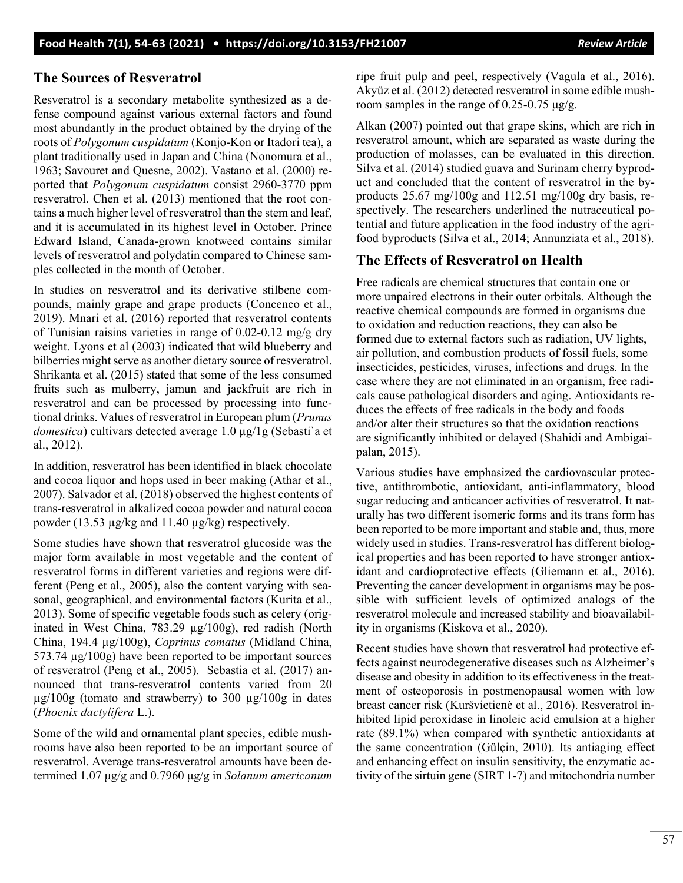## The Sources of Resveratrol

Resveratrol is a secondary metabolite synthesized as a defense compound against various external factors and found most abundantly in the product obtained by the drying of the roots of *Polygonum cuspidatum* (Konjo-Kon or Itadori tea), a plant traditionally used in Japan and China (Nonomura et al., 1963; Savouret and Quesne, 2002). Vastano et al. (2000) reported that *Polygonum cuspidatum* consist 2960-3770 ppm resveratrol. Chen et al. (2013) mentioned that the root contains a much higher level of resveratrol than the stem and leaf, and it is accumulated in its highest level in October. Prince Edward Island, Canada-grown knotweed contains similar levels of resveratrol and polydatin compared to Chinese samples collected in the month of October.

In studies on resveratrol and its derivative stilbene compounds, mainly grape and grape products (Concenco et al., 2019). Mnari et al. (2016) reported that resveratrol contents of Tunisian raisins varieties in range of 0.02-0.12 mg/g dry weight. Lyons et al (2003) indicated that wild blueberry and bilberries might serve as another dietary source of resveratrol. Shrikanta et al. (2015) stated that some of the less consumed fruits such as mulberry, jamun and jackfruit are rich in resveratrol and can be processed by processing into functional drinks. Values of resveratrol in European plum (*Prunus domestica*) cultivars detected average 1.0 µg/1g (Sebasti`a et al., 2012).

In addition, resveratrol has been identified in black chocolate and cocoa liquor and hops used in beer making (Athar et al., 2007). Salvador et al. (2018) observed the highest contents of trans-resveratrol in alkalized cocoa powder and natural cocoa powder (13.53 µg/kg and 11.40 µg/kg) respectively.

Some studies have shown that resveratrol glucoside was the major form available in most vegetable and the content of resveratrol forms in different varieties and regions were different (Peng et al., 2005), also the content varying with seasonal, geographical, and environmental factors (Kurita et al., 2013). Some of specific vegetable foods such as celery (originated in West China, 783.29 µg/100g), red radish (North China, 194.4 µg/100g), *Coprinus comatus* (Midland China, 573.74 µg/100g) have been reported to be important sources of resveratrol (Peng et al., 2005). Sebastia et al. (2017) announced that trans-resveratrol contents varied from 20 µg/100g (tomato and strawberry) to 300 µg/100g in dates (*Phoenix dactylifera* L.).

Some of the wild and ornamental plant species, edible mushrooms have also been reported to be an important source of resveratrol. Average trans-resveratrol amounts have been determined 1.07 µg/g and 0.7960 µg/g in *Solanum americanum* ripe fruit pulp and peel, respectively (Vagula et al., 2016). Akyüz et al. (2012) detected resveratrol in some edible mushroom samples in the range of 0.25-0.75 µg/g.

Alkan (2007) pointed out that grape skins, which are rich in resveratrol amount, which are separated as waste during the production of molasses, can be evaluated in this direction. Silva et al. (2014) studied guava and Surinam cherry byproduct and concluded that the content of resveratrol in the byproducts 25.67 mg/100g and 112.51 mg/100g dry basis, respectively. The researchers underlined the nutraceutical potential and future application in the food industry of the agrifood byproducts (Silva et al., 2014; Annunziata et al., 2018).

## The Effects of Resveratrol on Health

Free radicals are chemical structures that contain one or more unpaired electrons in their outer orbitals. Although the reactive chemical compounds are formed in organisms due to oxidation and reduction reactions, they can also be formed due to external factors such as radiation, UV lights, air pollution, and combustion products of fossil fuels, some insecticides, pesticides, viruses, infections and drugs. In the case where they are not eliminated in an organism, free radicals cause pathological disorders and aging. Antioxidants reduces the effects of free radicals in the body and foods and/or alter their structures so that the oxidation reactions are significantly inhibited or delayed (Shahidi and Ambigaipalan, 2015).

Various studies have emphasized the cardiovascular protective, antithrombotic, antioxidant, anti-inflammatory, blood sugar reducing and anticancer activities of resveratrol. It naturally has two different isomeric forms and its trans form has been reported to be more important and stable and, thus, more widely used in studies. Trans-resveratrol has different biological properties and has been reported to have stronger antioxidant and cardioprotective effects (Gliemann et al., 2016). Preventing the cancer development in organisms may be possible with sufficient levels of optimized analogs of the resveratrol molecule and increased stability and bioavailability in organisms (Kiskova et al., 2020).

Recent studies have shown that resveratrol had protective effects against neurodegenerative diseases such as Alzheimer's disease and obesity in addition to its effectiveness in the treatment of osteoporosis in postmenopausal women with low breast cancer risk (Kuršvietienė et al., 2016). Resveratrol inhibited lipid peroxidase in linoleic acid emulsion at a higher rate (89.1%) when compared with synthetic antioxidants at the same concentration (Gülçin, 2010). Its antiaging effect and enhancing effect on insulin sensitivity, the enzymatic activity of the sirtuin gene (SIRT 1-7) and mitochondria number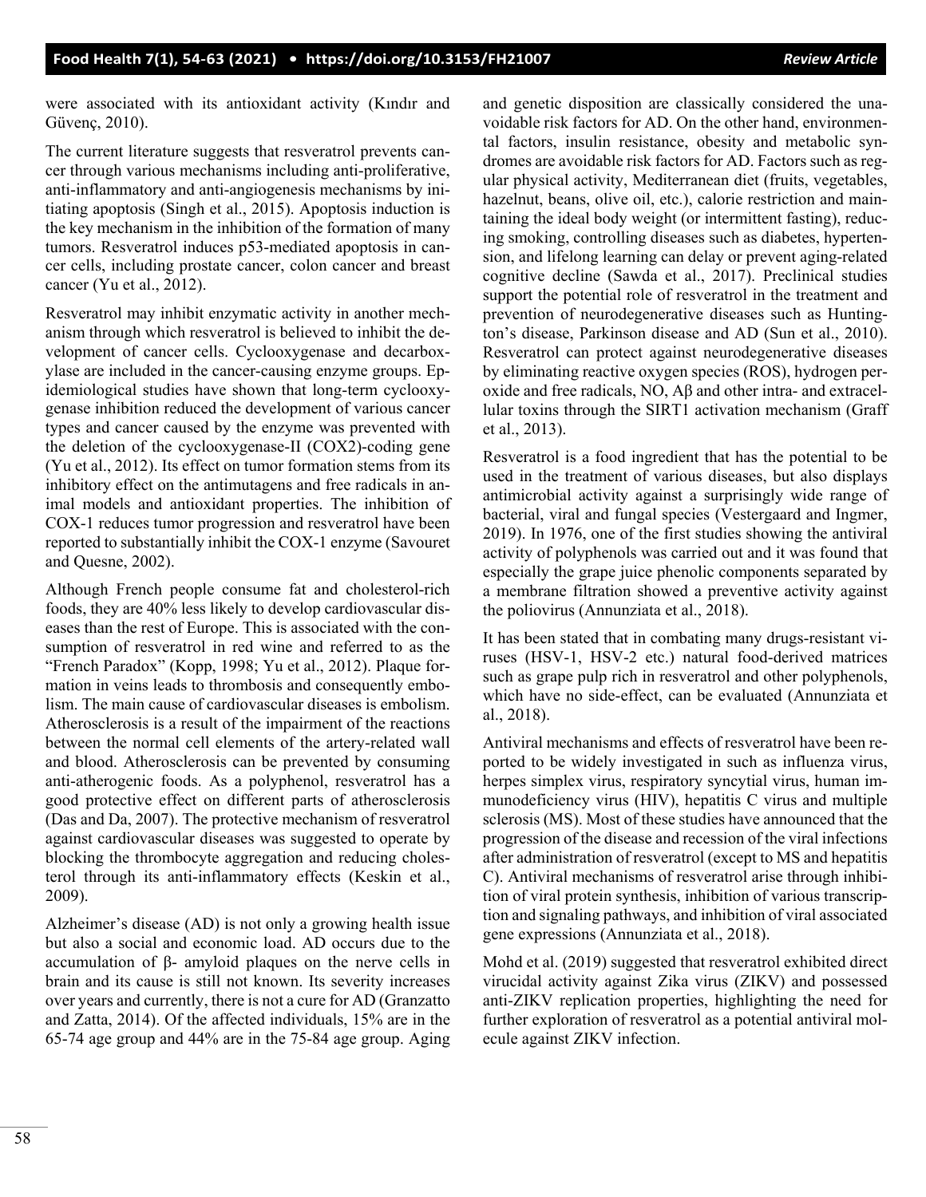were associated with its antioxidant activity (Kındır and Güvenç, 2010).

The current literature suggests that resveratrol prevents cancer through various mechanisms including anti-proliferative, anti-inflammatory and anti-angiogenesis mechanisms by initiating apoptosis (Singh et al., 2015). Apoptosis induction is the key mechanism in the inhibition of the formation of many tumors. Resveratrol induces p53-mediated apoptosis in cancer cells, including prostate cancer, colon cancer and breast cancer (Yu et al., 2012).

Resveratrol may inhibit enzymatic activity in another mechanism through which resveratrol is believed to inhibit the development of cancer cells. Cyclooxygenase and decarboxylase are included in the cancer-causing enzyme groups. Epidemiological studies have shown that long-term cyclooxygenase inhibition reduced the development of various cancer types and cancer caused by the enzyme was prevented with the deletion of the cyclooxygenase-II (COX2)-coding gene (Yu et al., 2012). Its effect on tumor formation stems from its inhibitory effect on the antimutagens and free radicals in animal models and antioxidant properties. The inhibition of COX-1 reduces tumor progression and resveratrol have been reported to substantially inhibit the COX-1 enzyme (Savouret and Quesne, 2002).

Although French people consume fat and cholesterol-rich foods, they are 40% less likely to develop cardiovascular diseases than the rest of Europe. This is associated with the consumption of resveratrol in red wine and referred to as the "French Paradox" (Kopp, 1998; Yu et al., 2012). Plaque formation in veins leads to thrombosis and consequently embolism. The main cause of cardiovascular diseases is embolism. Atherosclerosis is a result of the impairment of the reactions between the normal cell elements of the artery-related wall and blood. Atherosclerosis can be prevented by consuming anti-atherogenic foods. As a polyphenol, resveratrol has a good protective effect on different parts of atherosclerosis (Das and Da, 2007). The protective mechanism of resveratrol against cardiovascular diseases was suggested to operate by blocking the thrombocyte aggregation and reducing cholesterol through its anti-inflammatory effects (Keskin et al., 2009).

Alzheimer's disease (AD) is not only a growing health issue but also a social and economic load. AD occurs due to the accumulation of β- amyloid plaques on the nerve cells in brain and its cause is still not known. Its severity increases over years and currently, there is not a cure for AD (Granzatto and Zatta, 2014). Of the affected individuals, 15% are in the 65-74 age group and 44% are in the 75-84 age group. Aging and genetic disposition are classically considered the unavoidable risk factors for AD. On the other hand, environmental factors, insulin resistance, obesity and metabolic syndromes are avoidable risk factors for AD. Factors such as regular physical activity, Mediterranean diet (fruits, vegetables, hazelnut, beans, olive oil, etc.), calorie restriction and maintaining the ideal body weight (or intermittent fasting), reducing smoking, controlling diseases such as diabetes, hypertension, and lifelong learning can delay or prevent aging-related cognitive decline (Sawda et al., 2017). Preclinical studies support the potential role of resveratrol in the treatment and prevention of neurodegenerative diseases such as Huntington's disease, Parkinson disease and AD (Sun et al., 2010). Resveratrol can protect against neurodegenerative diseases by eliminating reactive oxygen species (ROS), hydrogen peroxide and free radicals, NO, Aβ and other intra- and extracellular toxins through the SIRT1 activation mechanism (Graff et al., 2013).

Resveratrol is a food ingredient that has the potential to be used in the treatment of various diseases, but also displays antimicrobial activity against a surprisingly wide range of bacterial, viral and fungal species (Vestergaard and Ingmer, 2019). In 1976, one of the first studies showing the antiviral activity of polyphenols was carried out and it was found that especially the grape juice phenolic components separated by a membrane filtration showed a preventive activity against the poliovirus (Annunziata et al., 2018).

It has been stated that in combating many drugs-resistant viruses (HSV-1, HSV-2 etc.) natural food-derived matrices such as grape pulp rich in resveratrol and other polyphenols, which have no side-effect, can be evaluated (Annunziata et al., 2018).

Antiviral mechanisms and effects of resveratrol have been reported to be widely investigated in such as influenza virus, herpes simplex virus, respiratory syncytial virus, human immunodeficiency virus (HIV), hepatitis C virus and multiple sclerosis (MS). Most of these studies have announced that the progression of the disease and recession of the viral infections after administration of resveratrol (except to MS and hepatitis C). Antiviral mechanisms of resveratrol arise through inhibition of viral protein synthesis, inhibition of various transcription and signaling pathways, and inhibition of viral associated gene expressions (Annunziata et al., 2018).

Mohd et al. (2019) suggested that resveratrol exhibited direct virucidal activity against Zika virus (ZIKV) and possessed anti-ZIKV replication properties, highlighting the need for further exploration of resveratrol as a potential antiviral molecule against ZIKV infection.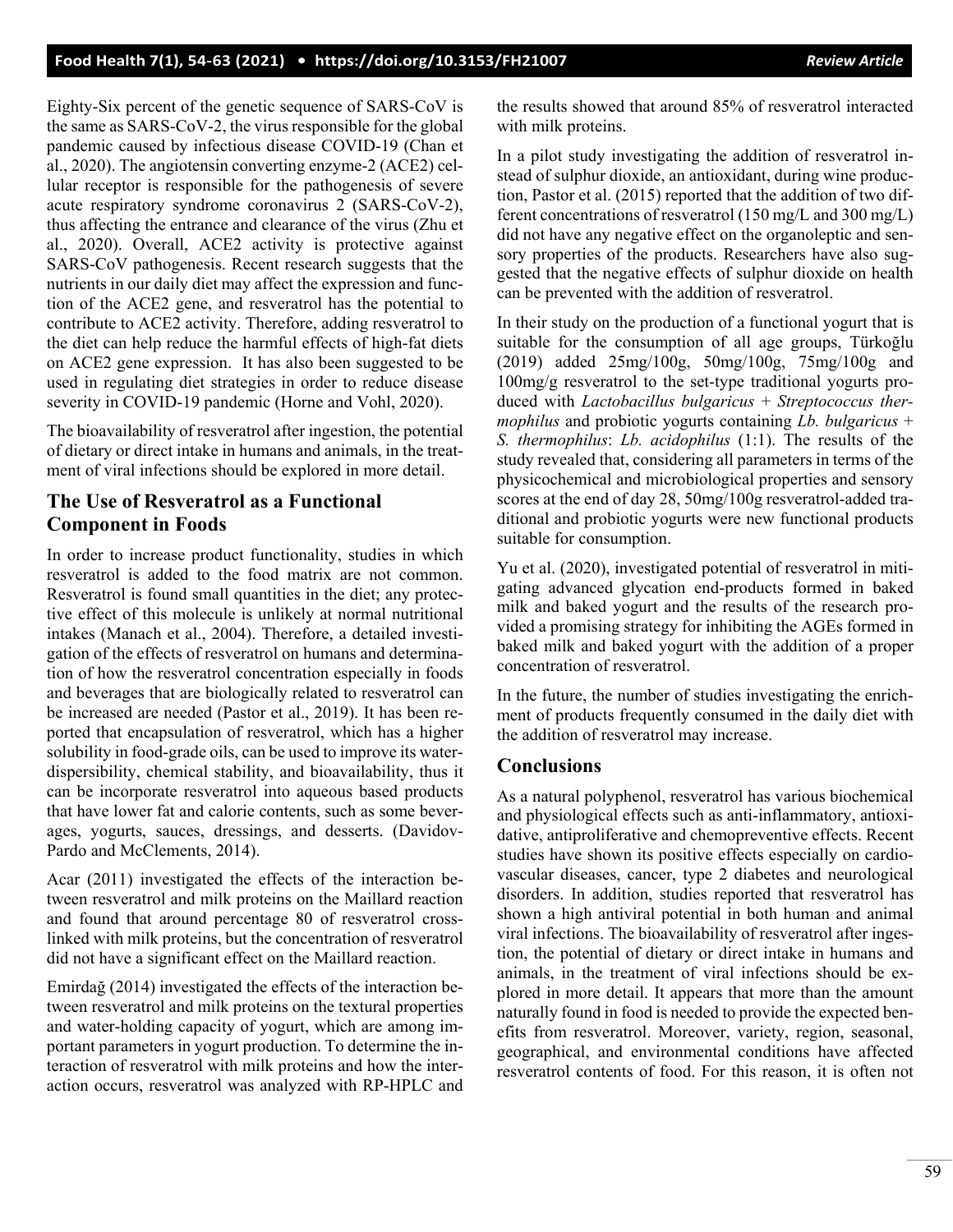Eighty-Six percent of the genetic sequence of SARS-CoV is the same as SARS-CoV-2, the virus responsible for the global pandemic caused by infectious disease COVID-19 (Chan et al., 2020). The angiotensin converting enzyme-2 (ACE2) cellular receptor is responsible for the pathogenesis of severe acute respiratory syndrome coronavirus 2 (SARS-CoV-2), thus affecting the entrance and clearance of the virus (Zhu et al., 2020). Overall, ACE2 activity is protective against SARS-CoV pathogenesis. Recent research suggests that the nutrients in our daily diet may affect the expression and function of the ACE2 gene, and resveratrol has the potential to contribute to ACE2 activity. Therefore, adding resveratrol to the diet can help reduce the harmful effects of high-fat diets on ACE2 gene expression. It has also been suggested to be used in regulating diet strategies in order to reduce disease severity in COVID-19 pandemic (Horne and Vohl, 2020).

The bioavailability of resveratrol after ingestion, the potential of dietary or direct intake in humans and animals, in the treatment of viral infections should be explored in more detail.

## The Use of Resveratrol as a Functional Component in Foods

In order to increase product functionality, studies in which resveratrol is added to the food matrix are not common. Resveratrol is found small quantities in the diet; any protective effect of this molecule is unlikely at normal nutritional intakes (Manach et al., 2004). Therefore, a detailed investigation of the effects of resveratrol on humans and determination of how the resveratrol concentration especially in foods and beverages that are biologically related to resveratrol can be increased are needed (Pastor et al., 2019). It has been reported that encapsulation of resveratrol, which has a higher solubility in food-grade oils, can be used to improve its water-dispersibility, chemical stability, and bioavailability, thus it can be incorporate resveratrol into aqueous based products that have lower fat and calorie contents, such as some beverages, yogurts, sauces, dressings, and desserts. (Davidov-Pardo and McClements, 2014).

Acar (2011) investigated the effects of the interaction between resveratrol and milk proteins on the Maillard reaction and found that around percentage 80 of resveratrol cross-linked with milk proteins, but the concentration of resveratrol did not have a significant effect on the Maillard reaction.

Emirdağ (2014) investigated the effects of the interaction between resveratrol and milk proteins on the textural properties and water-holding capacity of yogurt, which are among important parameters in yogurt production. To determine the interaction of resveratrol with milk proteins and how the interaction occurs, resveratrol was analyzed with RP-HPLC and the results showed that around 85% of resveratrol interacted with milk proteins.

In a pilot study investigating the addition of resveratrol instead of sulphur dioxide, an antioxidant, during wine production, Pastor et al. (2015) reported that the addition of two different concentrations of resveratrol (150 mg/L and 300 mg/L) did not have any negative effect on the organoleptic and sensory properties of the products. Researchers have also suggested that the negative effects of sulphur dioxide on health can be prevented with the addition of resveratrol.

In their study on the production of a functional yogurt that is suitable for the consumption of all age groups, Türkoğlu (2019) added 25mg/100g, 50mg/100g, 75mg/100g and 100mg/g resveratrol to the set-type traditional yogurts produced with *Lactobacillus bulgarius* + *Streptococcus thermophilus* and probiotic yogurts containing *Lb. bulgaricus* + *S. thermophilus*: *Lb. acidophilus* (1:1). The results of the study revealed that, considering all parameters in terms of the physicochemical and microbiological properties and sensory scores at the end of day 28, 50mg/100g resveratrol-added traditional and probiotic yogurts were new functional products suitable for consumption.

Yu et al. (2020), investigated potential of resveratrol in mitigating advanced glycation end-products formed in baked milk and baked yogurt and the results of the research provided a promising strategy for inhibiting the AGEs formed in baked milk and baked yogurt with the addition of a proper concentration of resveratrol.

In the future, the number of studies investigating the enrichment of products frequently consumed in the daily diet with the addition of resveratrol may increase.

## Conclusions

As a natural polyphenol, resveratrol has various biochemical and physiological effects such as anti-inflammatory, antioxidative, antiproliferative and chemopreventive effects. Recent studies have shown its positive effects especially on cardiovascular diseases, cancer, type 2 diabetes and neurological disorders. In addition, studies reported that resveratrol has shown a high antiviral potential in both human and animal viral infections. The bioavailability of resveratrol after ingestion, the potential of dietary or direct intake in humans and animals, in the treatment of viral infections should be explored in more detail. It appears that more than the amount naturally found in food is needed to provide the expected benefits from resveratrol. Moreover, variety, region, seasonal, geographical, and environmental conditions have affected resveratrol contents of food. For this reason, it is often not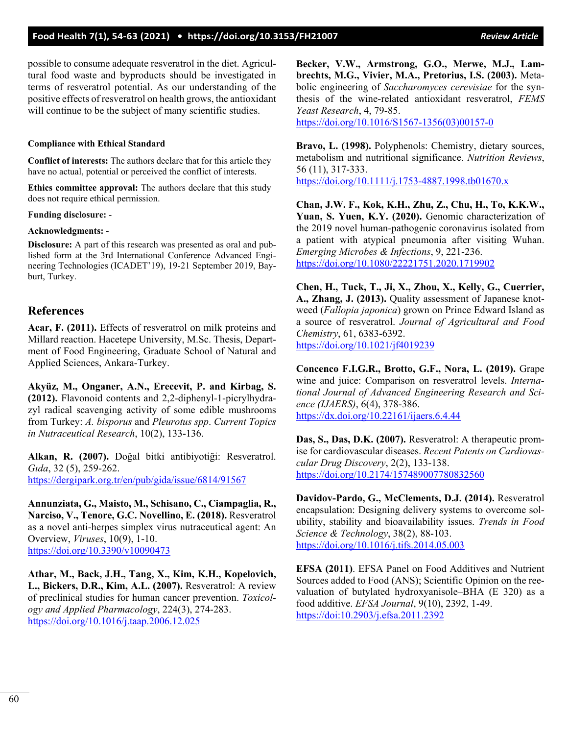possible to consume adequate resveratrol in the diet. Agricultural food waste and byproducts should be investigated in terms of resveratrol potential. As our understanding of the positive effects of resveratrol on health grows, the antioxidant will continue to be the subject of many scientific studies.

#### Compliance with Ethical Standard

**Conflict of interests:** The authors declare that for this article they have no actual, potential or perceived the conflict of interests.

**Ethics committee approval:** The authors declare that this study does not require ethical permission.

**Funding disclosure:** -

**Acknowledgments:** -

**Disclosure:** A part of this research was presented as oral and published form at the 3rd International Conference Advanced Engineering Technologies (ICADET'19), 19-21 September 2019, Bayburt, Turkey.

## References

**Acar, F. (2011).** Effects of resveratrol on milk proteins and Millard reaction. Hacetepe University, M.Sc. Thesis, Department of Food Engineering, Graduate School of Natural and Applied Sciences, Ankara-Turkey.

**Akyüz, M., Onganer, A.N., Erecevit, P. and Kirbag, S. (2012).** Flavonoid contents and 2,2-diphenyl-1-picrylhydrazyl radical scavenging activity of some edible mushrooms from Turkey: *A. bisporus* and *Pleurotus spp*. *Current Topics in Nutraceutical Research*, 10(2), 133-136.

**Alkan, R. (2007).** Doğal bitki antibiyotiği: Resveratrol. *Gıda*, 32 (5), 259-262. https://dergipark.org.tr/en/pub/gida/issue/6814/91567

**Annunziata, G., Maisto, M., Schisano, C., Ciampaglia, R., Narciso, V., Tenore, G.C. Novellino, E. (2018).** Resveratrol as a novel anti-herpes simplex virus nutraceutical agent: An Overview, *Viruses*, 10(9), 1-10. https://doi.org/10.3390/v10090473

**Athar, M., Back, J.H., Tang, X., Kim, K.H., Kopelovich, L., Bickers, D.R., Kim, A.L. (2007).** Resveratrol: A review of preclinical studies for human cancer prevention. *Toxicology and Applied Pharmacology*, 224(3), 274-283. https://doi.org/10.1016/j.taap.2006.12.025

**Becker, V.W., Armstrong, G.O., Merwe, M.J., Lambrechts, M.G., Vivier, M.A., Pretorius, I.S. (2003).** Metabolic engineering of *Saccharomyces cerevisiae* for the synthesis of the wine-related antioxidant resveratrol, *FEMS Yeast Research*, 4, 79-85. https://doi.org/10.1016/S1567-1356(03)00157-0

**Bravo, L. (1998).** Polyphenols: Chemistry, dietary sources, metabolism and nutritional significance. *Nutrition Reviews*, 56 (11), 317-333. https://doi.org/10.1111/j.1753-4887.1998.tb01670.x

**Chan, J.W. F., Kok, K.H., Zhu, Z., Chu, H., To, K.K.W., Yuan, S. Yuen, K.Y. (2020).** Genomic characterization of the 2019 novel human-pathogenic coronavirus isolated from a patient with atypical pneumonia after visiting Wuhan. *Emerging Microbes & Infections*, 9, 221-236. https://doi.org/10.1080/22221751.2020.1719902

**Chen, H., Tuck, T., Ji, X., Zhou, X., Kelly, G., Cuerrier, A., Zhang, J. (2013).** Quality assessment of Japanese knotweed (*Fallopia japonica*) grown on Prince Edward Island as a source of resveratrol. *Journal of Agricultural and Food Chemistry*, 61, 6383-6392. https://doi.org/10.1021/jf4019239

**Concenco F.I.G.R., Brotto, G.F., Nora, L. (2019).** Grape wine and juice: Comparison on resveratrol levels. *International Journal of Advanced Engineering Research and Science (IJAERS)*, 6(4), 378-386. https://dx.doi.org/10.22161/ijaers.6.4.44

**Das, S., Das, D.K. (2007).** Resveratrol: A therapeutic promise for cardiovascular diseases. *Recent Patents on Cardiovascular Drug Discovery*, 2(2), 133-138. https://doi.org/10.2174/157489007780832560

**Davidov-Pardo, G., McClements, D.J. (2014).** Resveratrol encapsulation: Designing delivery systems to overcome solubility, stability and bioavailability issues. *Trends in Food Science & Technology*, 38(2), 88-103. https://doi.org/10.1016/j.tifs.2014.05.003

**EFSA (2011)**. EFSA Panel on Food Additives and Nutrient Sources added to Food (ANS); Scientific Opinion on the reevaluation of butylated hydroxyanisole–BHA (E 320) as a food additive. *EFSA Journal*, 9(10), 2392, 1-49. https://doi:10.2903/j.efsa.2011.2392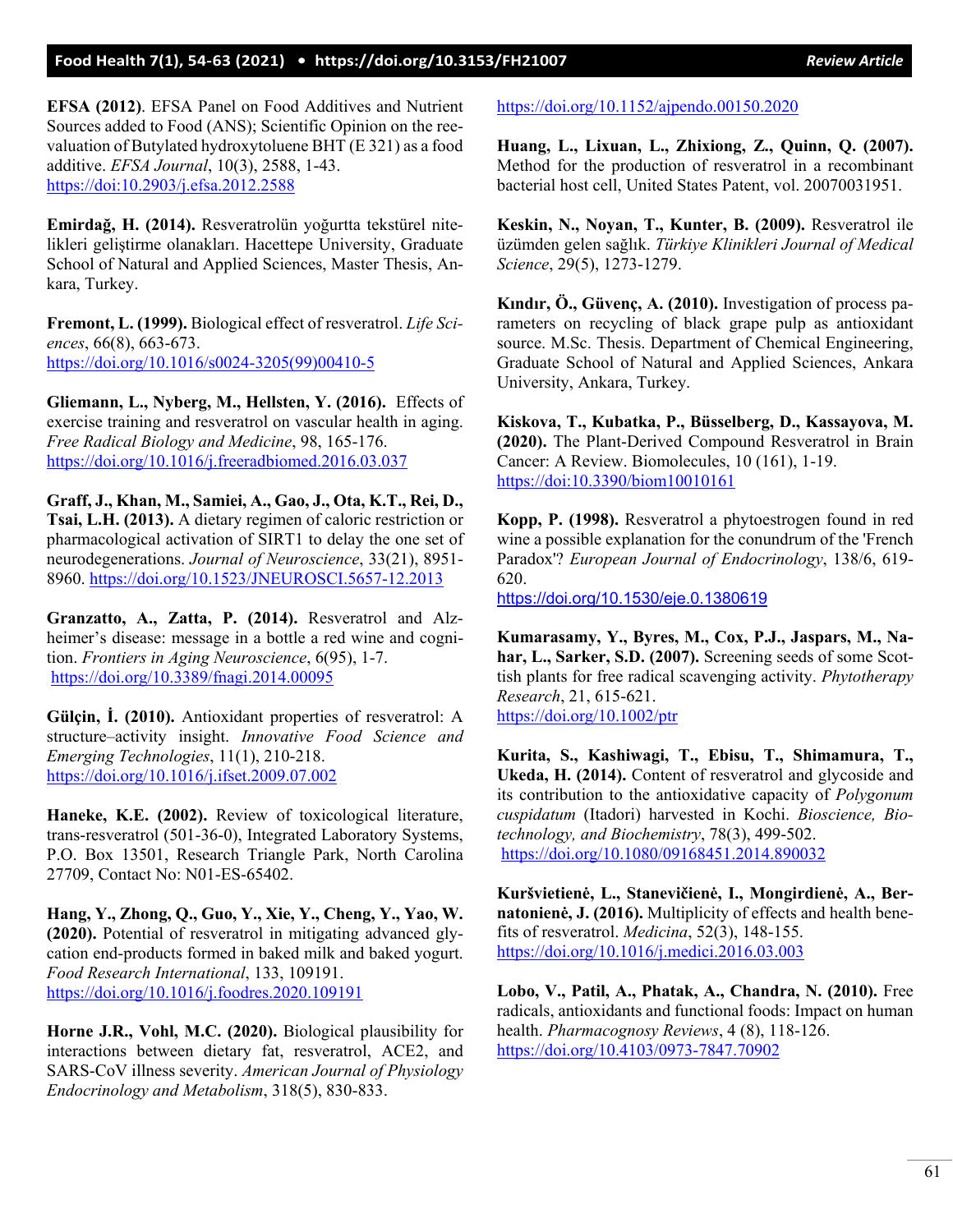**EFSA (2012)**. EFSA Panel on Food Additives and Nutrient Sources added to Food (ANS); Scientific Opinion on the reevaluation of Butylated hydroxytoluene BHT (E 321) as a food additive. *EFSA Journal*, 10(3), 2588, 1-43. https://doi:10.2903/j.efsa.2012.2588

**Emirdağ, H. (2014).** Resveratrolün yoğurtta tekstürel nitelikleri geliştirme olanakları. Hacettepe University, Graduate School of Natural and Applied Sciences, Master Thesis, Ankara, Turkey.

**Fremont, L. (1999).** Biological effect of resveratrol. *Life Sciences*, 66(8), 663-673. https://doi.org/10.1016/s0024-3205(99)00410-5

**Gliemann, L., Nyberg, M., Hellsten, Y. (2016).** Effects of exercise training and resveratrol on vascular health in aging. *Free Radical Biology and Medicine*, 98, 165-176. https://doi.org/10.1016/j.freeradbiomed.2016.03.037

**Graff, J., Khan, M., Samiei, A., Gao, J., Ota, K.T., Rei, D., Tsai, L.H. (2013).** A dietary regimen of caloric restriction or pharmacological activation of SIRT1 to delay the one set of neurodegenerations. *Journal of Neuroscience*, 33(21), 8951-8960. https://doi.org/10.1523/JNEUROSCI.5657-12.2013

**Granzatto, A., Zatta, P. (2014).** Resveratrol and Alzheimer's disease: message in a bottle a red wine and cognition. *Frontiers in Aging Neuroscience*, 6(95), 1-7. https://doi.org/10.3389/fnagi.2014.00095

**Gülçin, İ. (2010).** Antioxidant properties of resveratrol: A structure–activity insight. *Innovative Food Science and Emerging Technologies*, 11(1), 210-218. https://doi.org/10.1016/j.ifset.2009.07.002

**Haneke, K.E. (2002).** Review of toxicological literature, trans-resveratrol (501-36-0), Integrated Laboratory Systems, P.O. Box 13501, Research Triangle Park, North Carolina 27709, Contact No: N01-ES-65402.

**Hang, Y., Zhong, Q., Guo, Y., Xie, Y., Cheng, Y., Yao, W. (2020).** Potential of resveratrol in mitigating advanced glycation end-products formed in baked milk and baked yogurt. *Food Research International*, 133, 109191. https://doi.org/10.1016/j.foodres.2020.109191

**Horne J.R., Vohl, M.C. (2020).** Biological plausibility for interactions between dietary fat, resveratrol, ACE2, and SARS-CoV illness severity. *American Journal of Physiology Endocrinology and Metabolism*, 318(5), 830-833. https://doi.org/10.1152/ajpendo.00150.2020

**Huang, L., Lixuan, L., Zhixiong, Z., Quinn, Q. (2007).** Method for the production of resveratrol in a recombinant bacterial host cell, United States Patent, vol. 20070031951.

**Keskin, N., Noyan, T., Kunter, B. (2009).** Resveratrol ile üzümden gelen sağlık. *Türkiye Klinikleri Journal of Medical Science*, 29(5), 1273-1279.

**Kındır, Ö., Güvenç, A. (2010).** Investigation of process parameters on recycling of black grape pulp as antioxidant source. M.Sc. Thesis. Department of Chemical Engineering, Graduate School of Natural and Applied Sciences, Ankara University, Ankara, Turkey.

**Kiskova, T., Kubatka, P., Büsselberg, D., Kassayova, M. (2020).** The Plant-Derived Compound Resveratrol in Brain Cancer: A Review. Biomolecules, 10 (161), 1-19. https://doi:10.3390/biom10010161

**Kopp, P. (1998).** Resveratrol a phytoestrogen found in red wine a possible explanation for the conundrum of the 'French Paradox'? *European Journal of Endocrinology*, 138/6, 619-620. https://doi.org/10.1530/eje.0.1380619

**Kumarasamy, Y., Byres, M., Cox, P.J., Jaspars, M., Nahar, L., Sarker, S.D. (2007).** Screening seeds of some Scottish plants for free radical scavenging activity. *Phytotherapy Research*, 21, 615-621. https://doi.org/10.1002/ptr

**Kurita, S., Kashiwagi, T., Ebisu, T., Shimamura, T., Ukeda, H. (2014).** Content of resveratrol and glycoside and its contribution to the antioxidative capacity of *Polygonum cuspidatum* (Itadori) harvested in Kochi. *Bioscience, Biotechnology, and Biochemistry*, 78(3), 499-502. https://doi.org/10.1080/09168451.2014.890032

**Kuršvietienė, L., Stanevičienė, I., Mongirdienė, A., Bernatonienė, J. (2016).** Multiplicity of effects and health benefits of resveratrol. *Medicina*, 52(3), 148-155. https://doi.org/10.1016/j.medici.2016.03.003

**Lobo, V., Patil, A., Phatak, A., Chandra, N. (2010).** Free radicals, antioxidants and functional foods: Impact on human health. *Pharmacognosy Reviews*, 4 (8), 118-126. https://doi.org/10.4103/0973-7847.70902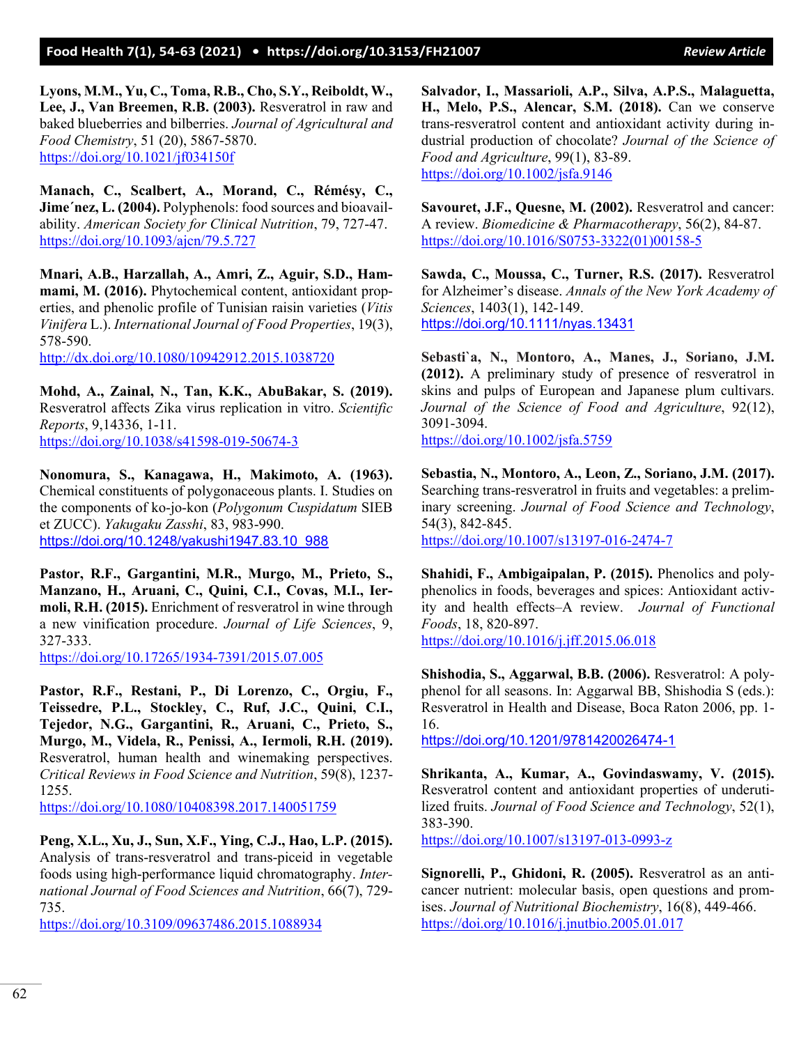**Lyons, M.M., Yu, C., Toma, R.B., Cho, S.Y., Reiboldt, W., Lee, J., Van Breemen, R.B. (2003).** Resveratrol in raw and baked blueberries and bilberries. *Journal of Agricultural and Food Chemistry*, 51 (20), 5867-5870.
https://doi.org/10.1021/jf034150f

**Manach, C., Scalbert, A., Morand, C., Rémésy, C., Jime´nez, L. (2004).** Polyphenols: food sources and bioavailability. *American Society for Clinical Nutrition*, 79, 727-47.
https://doi.org/10.1093/ajcn/79.5.727

**Mnari, A.B., Harzallah, A., Amri, Z., Aguir, S.D., Hammami, M. (2016).** Phytochemical content, antioxidant properties, and phenolic profile of Tunisian raisin varieties (*Vitis Vinifera* L.). *International Journal of Food Properties*, 19(3), 578-590.
http://dx.doi.org/10.1080/10942912.2015.1038720

**Mohd, A., Zainal, N., Tan, K.K., AbuBakar, S. (2019).** Resveratrol affects Zika virus replication in vitro. *Scientific Reports*, 9,14336, 1-11.
https://doi.org/10.1038/s41598-019-50674-3

**Nonomura, S., Kanagawa, H., Makimoto, A. (1963).** Chemical constituents of polygonaceous plants. I. Studies on the components of ko-jo-kon (*Polygonum Cuspidatum* SIEB et ZUCC). *Yakugaku Zasshi*, 83, 983-990.
https://doi.org/10.1248/yakushi1947.83.10_988

**Pastor, R.F., Gargantini, M.R., Murgo, M., Prieto, S., Manzano, H., Aruani, C., Quini, C.I., Covas, M.I., Iermoli, R.H. (2015).** Enrichment of resveratrol in wine through a new vinification procedure. *Journal of Life Sciences*, 9, 327-333.
https://doi.org/10.17265/1934-7391/2015.07.005

**Pastor, R.F., Restani, P., Di Lorenzo, C., Orgiu, F., Teissedre, P.L., Stockley, C., Ruf, J.C., Quini, C.I., Tejedor, N.G., Gargantini, R., Aruani, C., Prieto, S., Murgo, M., Videla, R., Penissi, A., Iermoli, R.H. (2019).** Resveratrol, human health and winemaking perspectives. *Critical Reviews in Food Science and Nutrition*, 59(8), 1237-1255.
https://doi.org/10.1080/10408398.2017.140051759

**Peng, X.L., Xu, J., Sun, X.F., Ying, C.J., Hao, L.P. (2015).** Analysis of trans-resveratrol and trans-piceid in vegetable foods using high-performance liquid chromatography. *International Journal of Food Sciences and Nutrition*, 66(7), 729-735.
https://doi.org/10.3109/09637486.2015.1088934

**Salvador, I., Massarioli, A.P., Silva, A.P.S., Malaguetta, H., Melo, P.S., Alencar, S.M. (2018).** Can we conserve trans-resveratrol content and antioxidant activity during industrial production of chocolate? *Journal of the Science of Food and Agriculture*, 99(1), 83-89.
https://doi.org/10.1002/jsfa.9146

**Savouret, J.F., Quesne, M. (2002).** Resveratrol and cancer: A review. *Biomedicine & Pharmacotherapy*, 56(2), 84-87.
https://doi.org/10.1016/S0753-3322(01)00158-5

**Sawda, C., Moussa, C., Turner, R.S. (2017).** Resveratrol for Alzheimer's disease. *Annals of the New York Academy of Sciences*, 1403(1), 142-149.
https://doi.org/10.1111/nyas.13431

**Sebasti`a, N., Montoro, A., Manes, J., Soriano, J.M. (2012).** A preliminary study of presence of resveratrol in skins and pulps of European and Japanese plum cultivars. *Journal of the Science of Food and Agriculture*, 92(12), 3091-3094.
https://doi.org/10.1002/jsfa.5759

**Sebastia, N., Montoro, A., Leon, Z., Soriano, J.M. (2017).** Searching trans-resveratrol in fruits and vegetables: a preliminary screening. *Journal of Food Science and Technology*, 54(3), 842-845.
https://doi.org/10.1007/s13197-016-2474-7

**Shahidi, F., Ambigaipalan, P. (2015).** Phenolics and polyphenolics in foods, beverages and spices: Antioxidant activity and health effects–A review. *Journal of Functional Foods*, 18, 820-897.
https://doi.org/10.1016/j.jff.2015.06.018

**Shishodia, S., Aggarwal, B.B. (2006).** Resveratrol: A polyphenol for all seasons. In: Aggarwal BB, Shishodia S (eds.): Resveratrol in Health and Disease, Boca Raton 2006, pp. 1-16.
https://doi.org/10.1201/9781420026474-1

**Shrikanta, A., Kumar, A., Govindaswamy, V. (2015).** Resveratrol content and antioxidant properties of underutilized fruits. *Journal of Food Science and Technology*, 52(1), 383-390.
https://doi.org/10.1007/s13197-013-0993-z

**Signorelli, P., Ghidoni, R. (2005).** Resveratrol as an anticancer nutrient: molecular basis, open questions and promises. *Journal of Nutritional Biochemistry*, 16(8), 449-466.
https://doi.org/10.1016/j.jnutbio.2005.01.017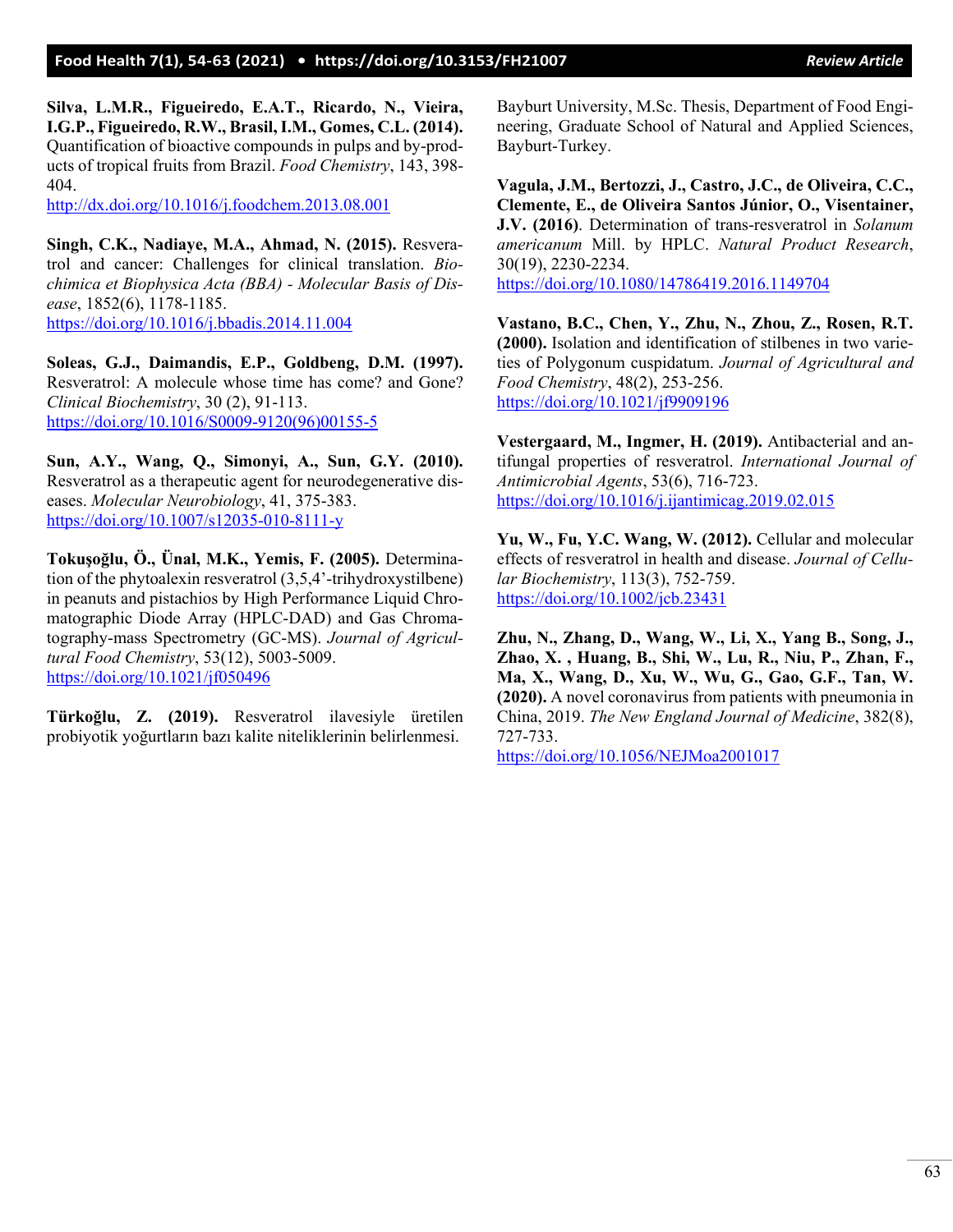**Silva, L.M.R., Figueiredo, E.A.T., Ricardo, N., Vieira, I.G.P., Figueiredo, R.W., Brasil, I.M., Gomes, C.L. (2014).** Quantification of bioactive compounds in pulps and by-products of tropical fruits from Brazil. *Food Chemistry*, 143, 398-404.
http://dx.doi.org/10.1016/j.foodchem.2013.08.001

**Singh, C.K., Nadiaye, M.A., Ahmad, N. (2015).** Resveratrol and cancer: Challenges for clinical translation. *Biochimica et Biophysica Acta (BBA) - Molecular Basis of Disease*, 1852(6), 1178-1185.
https://doi.org/10.1016/j.bbadis.2014.11.004

**Soleas, G.J., Daimandis, E.P., Goldbeng, D.M. (1997).** Resveratrol: A molecule whose time has come? and Gone? *Clinical Biochemistry*, 30 (2), 91-113.
https://doi.org/10.1016/S0009-9120(96)00155-5

**Sun, A.Y., Wang, Q., Simonyi, A., Sun, G.Y. (2010).** Resveratrol as a therapeutic agent for neurodegenerative diseases. *Molecular Neurobiology*, 41, 375-383.
https://doi.org/10.1007/s12035-010-8111-y

**Tokuşoğlu, Ö., Ünal, M.K., Yemis, F. (2005).** Determination of the phytoalexin resveratrol (3,5,4'-trihydroxystilbene) in peanuts and pistachios by High Performance Liquid Chromatographic Diode Array (HPLC-DAD) and Gas Chromatography-mass Spectrometry (GC-MS). *Journal of Agricultural Food Chemistry*, 53(12), 5003-5009.
https://doi.org/10.1021/jf050496

**Türkoğlu, Z. (2019).** Resveratrol ilavesiyle üretilen probiyotik yoğurtların bazı kalite niteliklerinin belirlenmesi. Bayburt University, M.Sc. Thesis, Department of Food Engineering, Graduate School of Natural and Applied Sciences, Bayburt-Turkey.

**Vagula, J.M., Bertozzi, J., Castro, J.C., de Oliveira, C.C., Clemente, E., de Oliveira Santos Júnior, O., Visentainer, J.V. (2016)**. Determination of trans-resveratrol in *Solanum americanum* Mill. by HPLC. *Natural Product Research*, 30(19), 2230-2234.
https://doi.org/10.1080/14786419.2016.1149704

**Vastano, B.C., Chen, Y., Zhu, N., Zhou, Z., Rosen, R.T. (2000).** Isolation and identification of stilbenes in two varieties of Polygonum cuspidatum. *Journal of Agricultural and Food Chemistry*, 48(2), 253-256.
https://doi.org/10.1021/jf9909196

**Vestergaard, M., Ingmer, H. (2019).** Antibacterial and antifungal properties of resveratrol. *International Journal of Antimicrobial Agents*, 53(6), 716-723.
https://doi.org/10.1016/j.ijantimicag.2019.02.015

**Yu, W., Fu, Y.C. Wang, W. (2012).** Cellular and molecular effects of resveratrol in health and disease. *Journal of Cellular Biochemistry*, 113(3), 752-759.
https://doi.org/10.1002/jcb.23431

**Zhu, N., Zhang, D., Wang, W., Li, X., Yang B., Song, J., Zhao, X. , Huang, B., Shi, W., Lu, R., Niu, P., Zhan, F., Ma, X., Wang, D., Xu, W., Wu, G., Gao, G.F., Tan, W. (2020).** A novel coronavirus from patients with pneumonia in China, 2019. *The New England Journal of Medicine*, 382(8), 727-733.
https://doi.org/10.1056/NEJMoa2001017